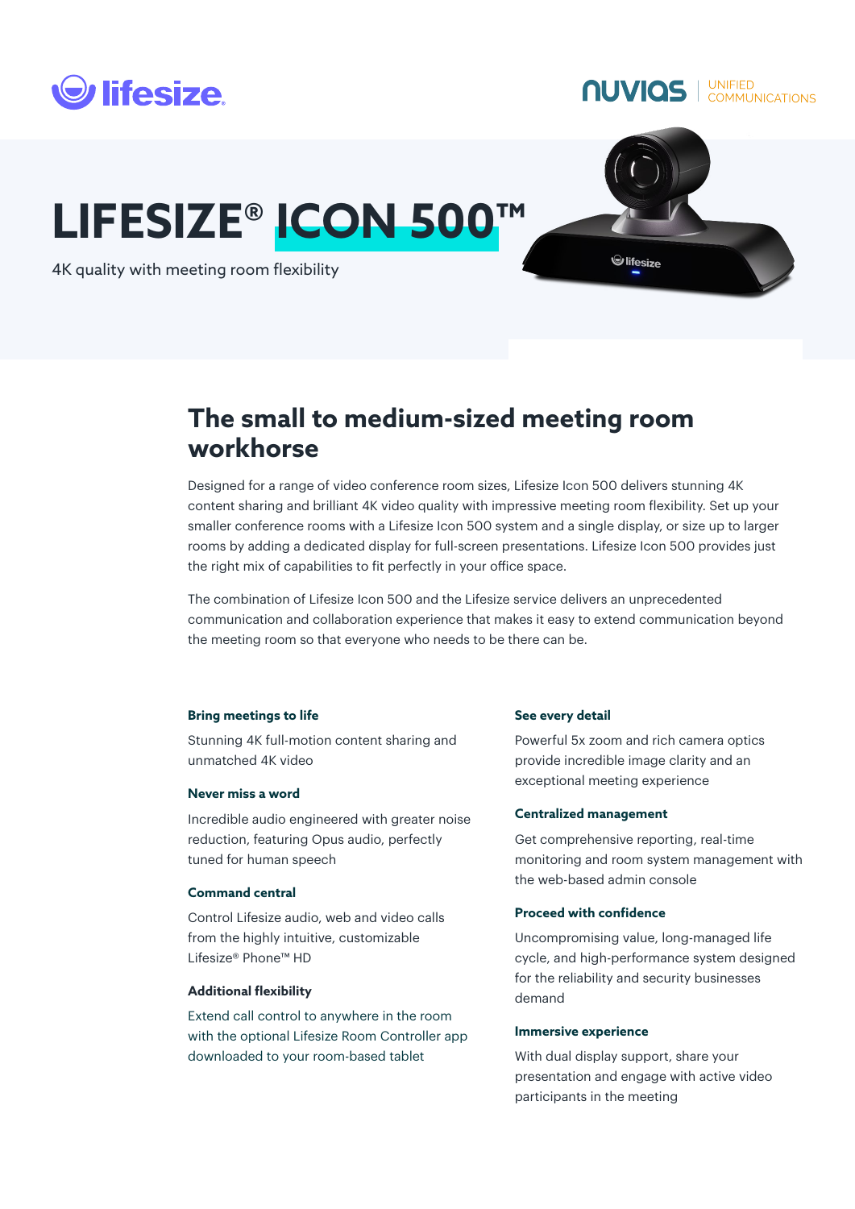lifesize

NUVIAS | UNIFIED COMMUNICATIONS

# LIFESIZE® ICON 500™

4K quality with meeting room flexibility

## The small to medium-sized meeting room workhorse

Designed for a range of video conference room sizes, Lifesize Icon 500 delivers stunning 4K content sharing and brilliant 4K video quality with impressive meeting room flexibility. Set up your smaller conference rooms with a Lifesize Icon 500 system and a single display, or size up to larger rooms by adding a dedicated display for full-screen presentations. Lifesize Icon 500 provides just the right mix of capabilities to fit perfectly in your office space.

The combination of Lifesize Icon 500 and the Lifesize service delivers an unprecedented communication and collaboration experience that makes it easy to extend communication beyond the meeting room so that everyone who needs to be there can be.

**Bring meetings to life**

Stunning 4K full-motion content sharing and unmatched 4K video

**Never miss a word**

Incredible audio engineered with greater noise reduction, featuring Opus audio, perfectly tuned for human speech

**Command central**

Control Lifesize audio, web and video calls from the highly intuitive, customizable Lifesize® Phone™ HD

**Additional flexibility**

Extend call control to anywhere in the room with the optional Lifesize Room Controller app downloaded to your room-based tablet

**See every detail**

Powerful 5x zoom and rich camera optics provide incredible image clarity and an exceptional meeting experience

**Centralized management**

Get comprehensive reporting, real-time monitoring and room system management with the web-based admin console

**Proceed with confidence**

Uncompromising value, long-managed life cycle, and high-performance system designed for the reliability and security businesses demand

**Immersive experience**

With dual display support, share your presentation and engage with active video participants in the meeting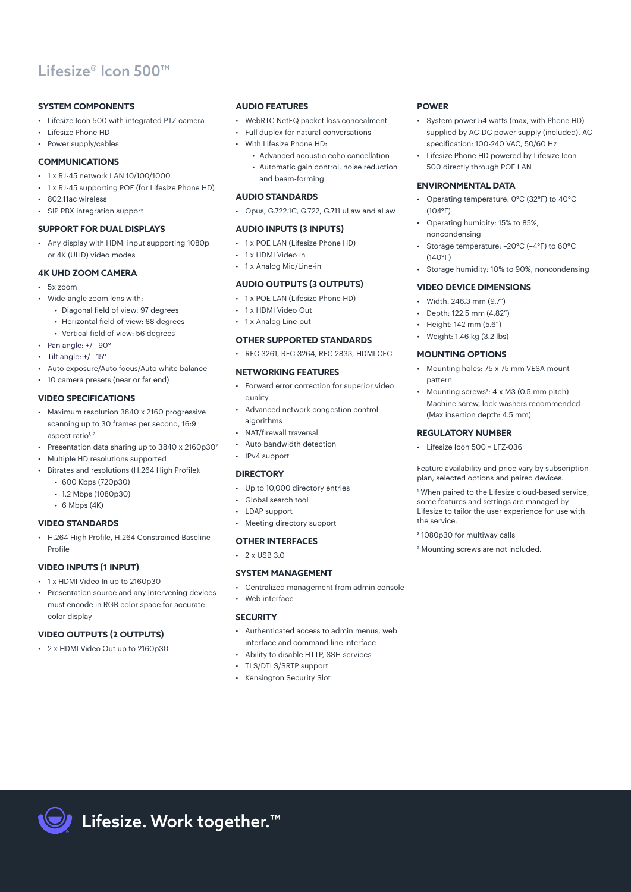# Lifesize® Icon 500™

## SYSTEM COMPONENTS

- Lifesize Icon 500 with integrated PTZ camera
- Lifesize Phone HD
- Power supply/cables

## COMMUNICATIONS

- 1 x RJ-45 network LAN 10/100/1000
- 1 x RJ-45 supporting POE (for Lifesize Phone HD)
- 802.11ac wireless
- SIP PBX integration support

## SUPPORT FOR DUAL DISPLAYS

- Any display with HDMI input supporting 1080p or 4K (UHD) video modes

## 4K UHD ZOOM CAMERA

- 5x zoom
- Wide-angle zoom lens with:
  - Diagonal field of view: 97 degrees
  - Horizontal field of view: 88 degrees
  - Vertical field of view: 56 degrees
- Pan angle: +/– 90°
- Tilt angle: +/– 15°
- Auto exposure/Auto focus/Auto white balance
- 10 camera presets (near or far end)

## VIDEO SPECIFICATIONS

- Maximum resolution 3840 x 2160 progressive scanning up to 30 frames per second, 16:9 aspect ratio[1, 2]
- Presentation data sharing up to 3840 x 2160p30[2]
- Multiple HD resolutions supported
- Bitrates and resolutions (H.264 High Profile):
  - 600 Kbps (720p30)
  - 1.2 Mbps (1080p30)
  - 6 Mbps (4K)

## VIDEO STANDARDS

- H.264 High Profile, H.264 Constrained Baseline Profile

## VIDEO INPUTS (1 INPUT)

- 1 x HDMI Video In up to 2160p30
- Presentation source and any intervening devices must encode in RGB color space for accurate color display

## VIDEO OUTPUTS (2 OUTPUTS)

- 2 x HDMI Video Out up to 2160p30

## AUDIO FEATURES

- WebRTC NetEQ packet loss concealment
- Full duplex for natural conversations
- With Lifesize Phone HD:
  - Advanced acoustic echo cancellation
  - Automatic gain control, noise reduction and beam-forming

## AUDIO STANDARDS

- Opus, G.722.1C, G.722, G.711 uLaw and aLaw

## AUDIO INPUTS (3 INPUTS)

- 1 x POE LAN (Lifesize Phone HD)
- 1 x HDMI Video In
- 1 x Analog Mic/Line-in

## AUDIO OUTPUTS (3 OUTPUTS)

- 1 x POE LAN (Lifesize Phone HD)
- 1 x HDMI Video Out
- 1 x Analog Line-out

## OTHER SUPPORTED STANDARDS

- RFC 3261, RFC 3264, RFC 2833, HDMI CEC

## NETWORKING FEATURES

- Forward error correction for superior video quality
- Advanced network congestion control algorithms
- NAT/firewall traversal
- Auto bandwidth detection
- IPv4 support

## DIRECTORY

- Up to 10,000 directory entries
- Global search tool
- LDAP support
- Meeting directory support

## OTHER INTERFACES

- 2 x USB 3.0

## SYSTEM MANAGEMENT

- Centralized management from admin console
- Web interface

## SECURITY

- Authenticated access to admin menus, web interface and command line interface
- Ability to disable HTTP, SSH services
- TLS/DTLS/SRTP support
- Kensington Security Slot

## POWER

- System power 54 watts (max, with Phone HD) supplied by AC-DC power supply (included). AC specification: 100-240 VAC, 50/60 Hz
- Lifesize Phone HD powered by Lifesize Icon 500 directly through POE LAN

## ENVIRONMENTAL DATA

- Operating temperature: 0°C (32°F) to 40°C (104°F)
- Operating humidity: 15% to 85%, noncondensing
- Storage temperature: –20°C (–4°F) to 60°C (140°F)
- Storage humidity: 10% to 90%, noncondensing

## VIDEO DEVICE DIMENSIONS

- Width: 246.3 mm (9.7")
- Depth: 122.5 mm (4.82")
- Height: 142 mm (5.6")
- Weight: 1.46 kg (3.2 lbs)

## MOUNTING OPTIONS

- Mounting holes: 75 x 75 mm VESA mount pattern
- Mounting screws[3]: 4 x M3 (0.5 mm pitch) Machine screw, lock washers recommended (Max insertion depth: 4.5 mm)

## REGULATORY NUMBER

- Lifesize Icon 500 = LFZ-036

Feature availability and price vary by subscription plan, selected options and paired devices.

[1] When paired to the Lifesize cloud-based service, some features and settings are managed by Lifesize to tailor the user experience for use with the service.

[2] 1080p30 for multiway calls

[3] Mounting screws are not included.

Lifesize. Work together.™